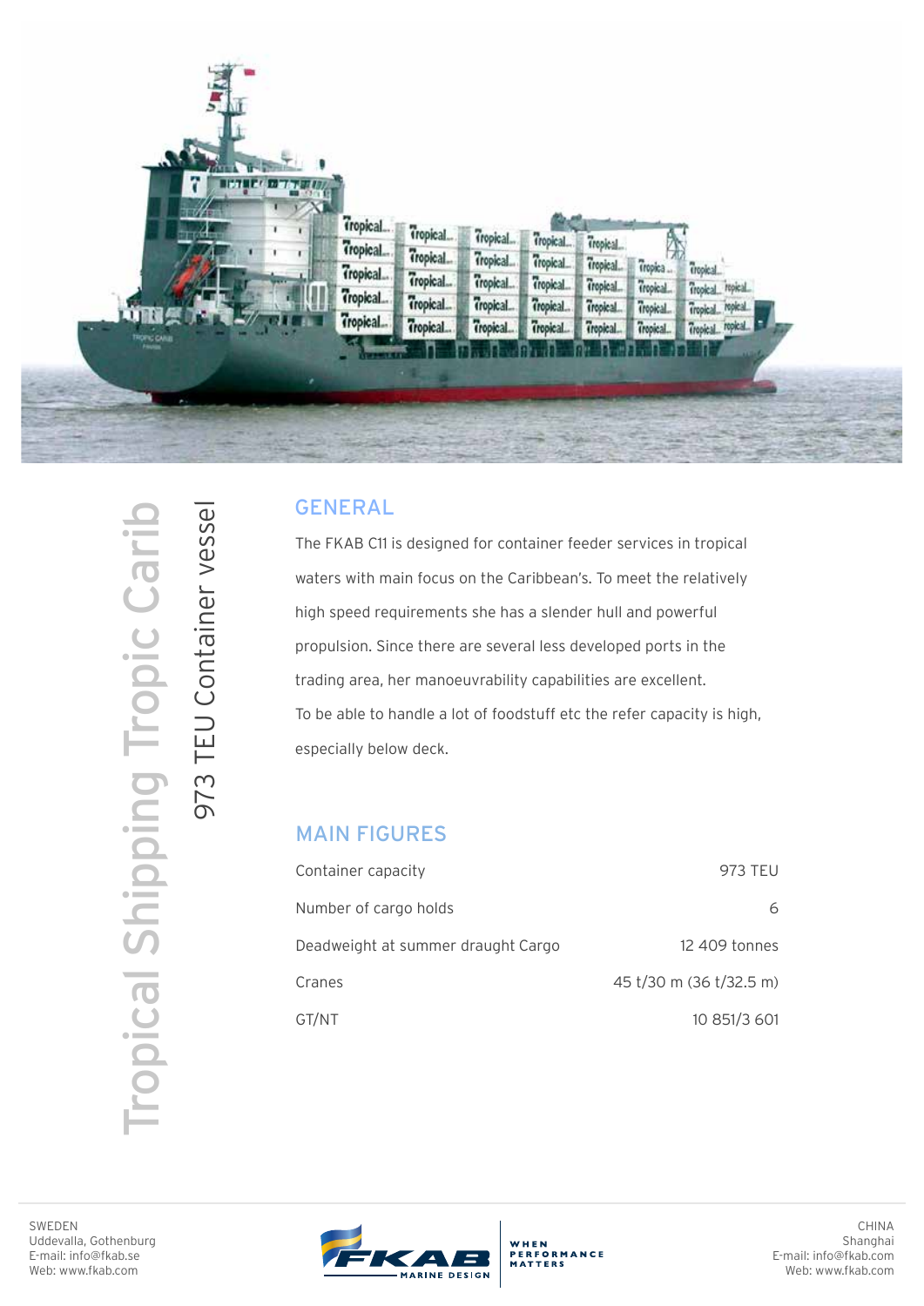# Tropical Shipping Tropic Carib

## 973 TEU Container vessel

## GENERAL

The FKAB C11 is designed for container feeder services in tropical waters with main focus on the Caribbean's. To meet the relatively high speed requirements she has a slender hull and powerful propulsion. Since there are several less developed ports in the trading area, her manoeuvrability capabilities are excellent.

To be able to handle a lot of foodstuff etc the refer capacity is high, especially below deck.

## MAIN FIGURES

| | |
|---|---|
| Container capacity | 973 TEU |
| Number of cargo holds | 6 |
| Deadweight at summer draught Cargo | 12 409 tonnes |
| Cranes | 45 t/30 m (36 t/32.5 m) |
| GT/NT | 10 851/3 601 |

SWEDEN
Uddevalla, Gothenburg
E-mail: info@fkab.se
Web: www.fkab.com

FKAB MARINE DESIGN — WHEN PERFORMANCE MATTERS

CHINA
Shanghai
E-mail: info@fkab.com
Web: www.fkab.com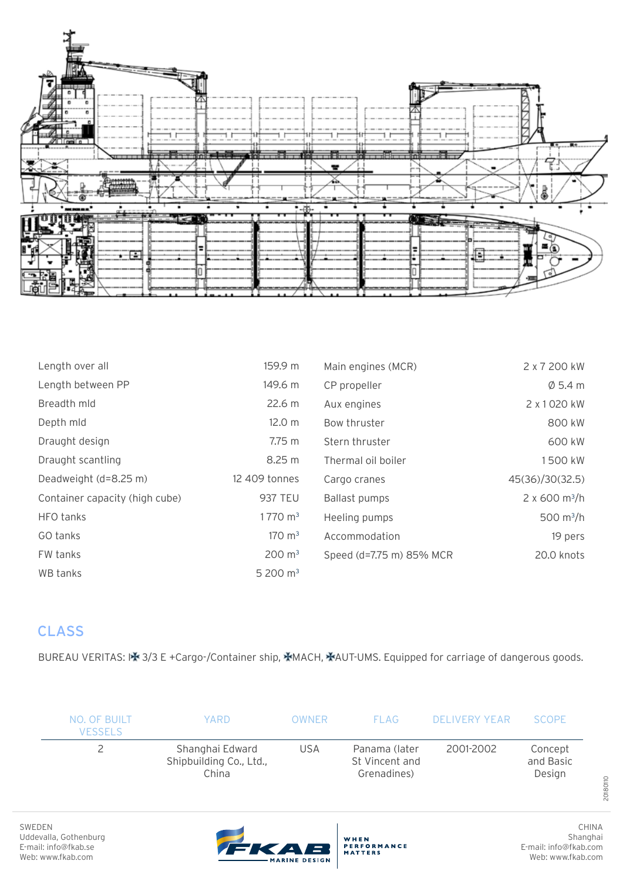| | | | |
|---|---|---|---|
| Length over all | 159.9 m | Main engines (MCR) | 2 x 7 200 kW |
| Length between PP | 149.6 m | CP propeller | Ø 5.4 m |
| Breadth mld | 22.6 m | Aux engines | 2 x 1 020 kW |
| Depth mld | 12.0 m | Bow thruster | 800 kW |
| Draught design | 7.75 m | Stern thruster | 600 kW |
| Draught scantling | 8.25 m | Thermal oil boiler | 1 500 kW |
| Deadweight (d=8.25 m) | 12 409 tonnes | Cargo cranes | 45(36)/30(32.5) |
| Container capacity (high cube) | 937 TEU | Ballast pumps | 2 x 600 m$^3$/h |
| HFO tanks | 1 770 m$^3$ | Heeling pumps | 500 m$^3$/h |
| GO tanks | 170 m$^3$ | Accommodation | 19 pers |
| FW tanks | 200 m$^3$ | Speed (d=7.75 m) 85% MCR | 20.0 knots |
| WB tanks | 5 200 m$^3$ | | |

## CLASS

BUREAU VERITAS: I✠ 3/3 E +Cargo-/Container ship, ✠MACH, ✠AUT-UMS. Equipped for carriage of dangerous goods.

| NO. OF BUILT VESSELS | YARD | OWNER | FLAG | DELIVERY YEAR | SCOPE |
|---|---|---|---|---|---|
| 2 | Shanghai Edward Shipbuilding Co., Ltd., China | USA | Panama (later St Vincent and Grenadines) | 2001-2002 | Concept and Basic Design |

20180110

SWEDEN
Uddevalla, Gothenburg
E-mail: info@fkab.se
Web: www.fkab.com

FKAB MARINE DESIGN — WHEN PERFORMANCE MATTERS

CHINA
Shanghai
E-mail: info@fkab.com
Web: www.fkab.com